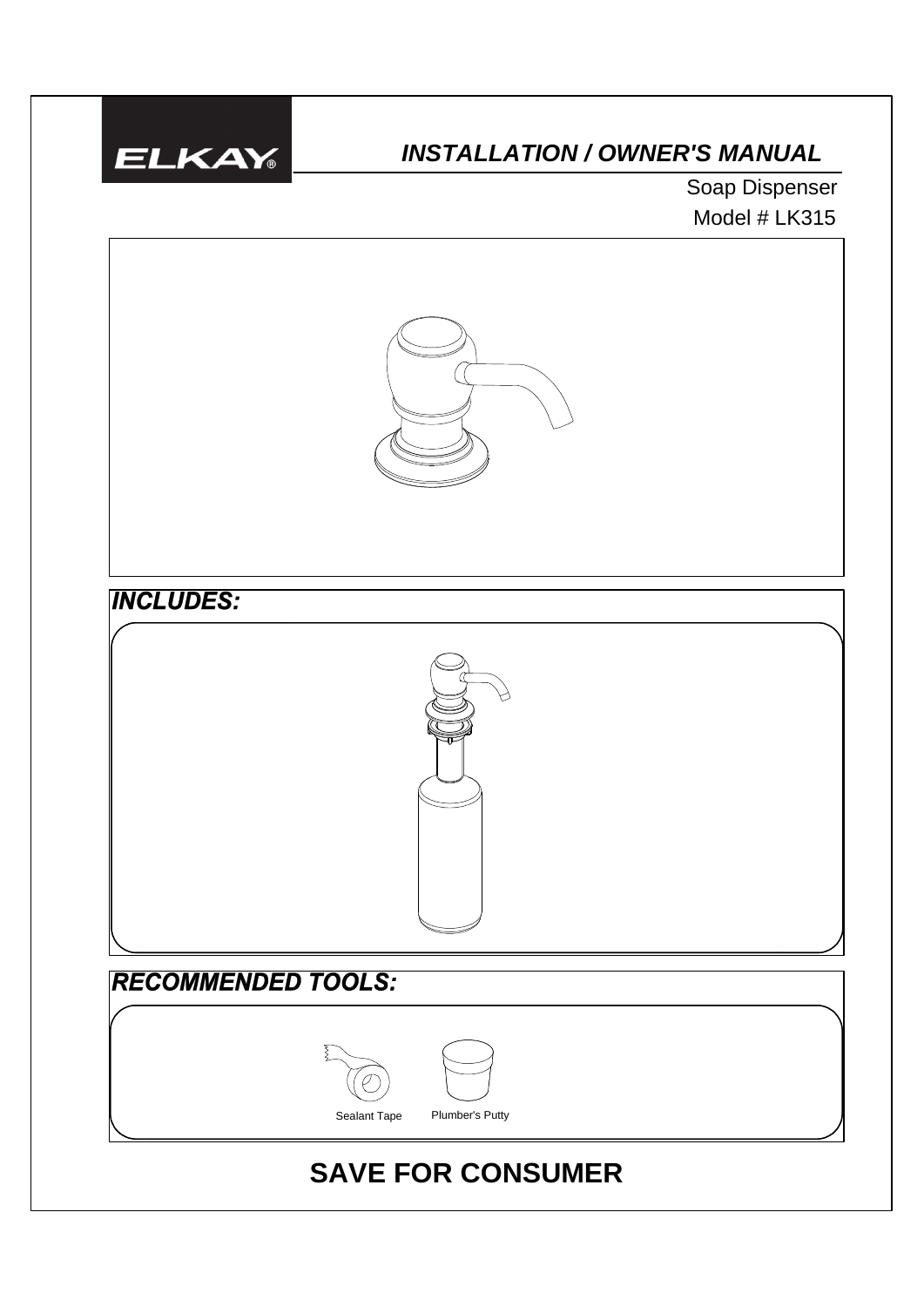ELKAY

# INSTALLATION / OWNER'S MANUAL

Soap Dispenser

Model # LK315

## INCLUDES:

## RECOMMENDED TOOLS:

Sealant Tape

Plumber's Putty

## SAVE FOR CONSUMER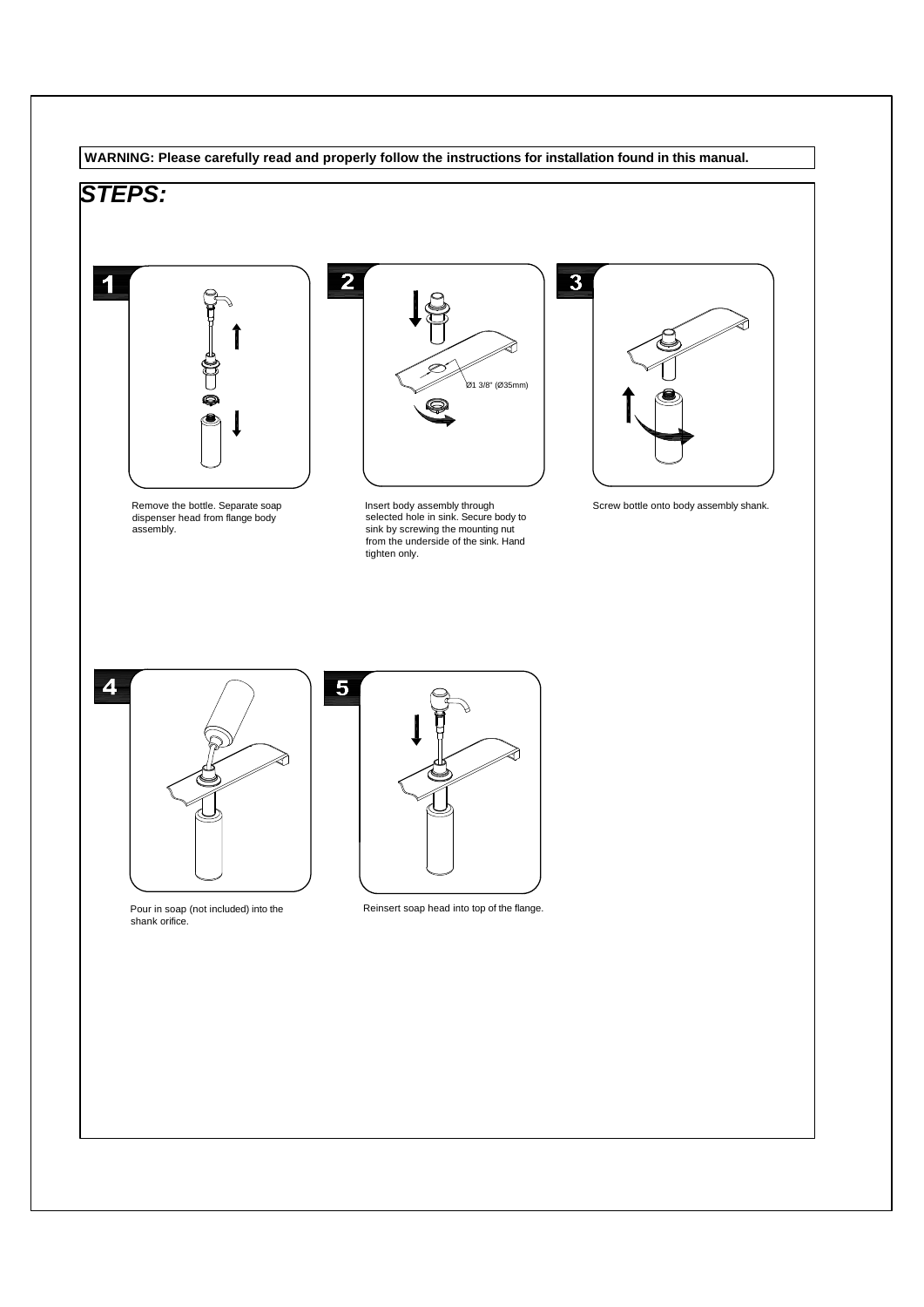**WARNING: Please carefully read and properly follow the instructions for installation found in this manual.**

## *STEPS:*

**1**

Remove the bottle. Separate soap dispenser head from flange body assembly.

**2**

Ø1 3/8" (Ø35mm)

Insert body assembly through selected hole in sink. Secure body to sink by screwing the mounting nut from the underside of the sink. Hand tighten only.

**3**

Screw bottle onto body assembly shank.

**4**

Pour in soap (not included) into the shank orifice.

**5**

Reinsert soap head into top of the flange.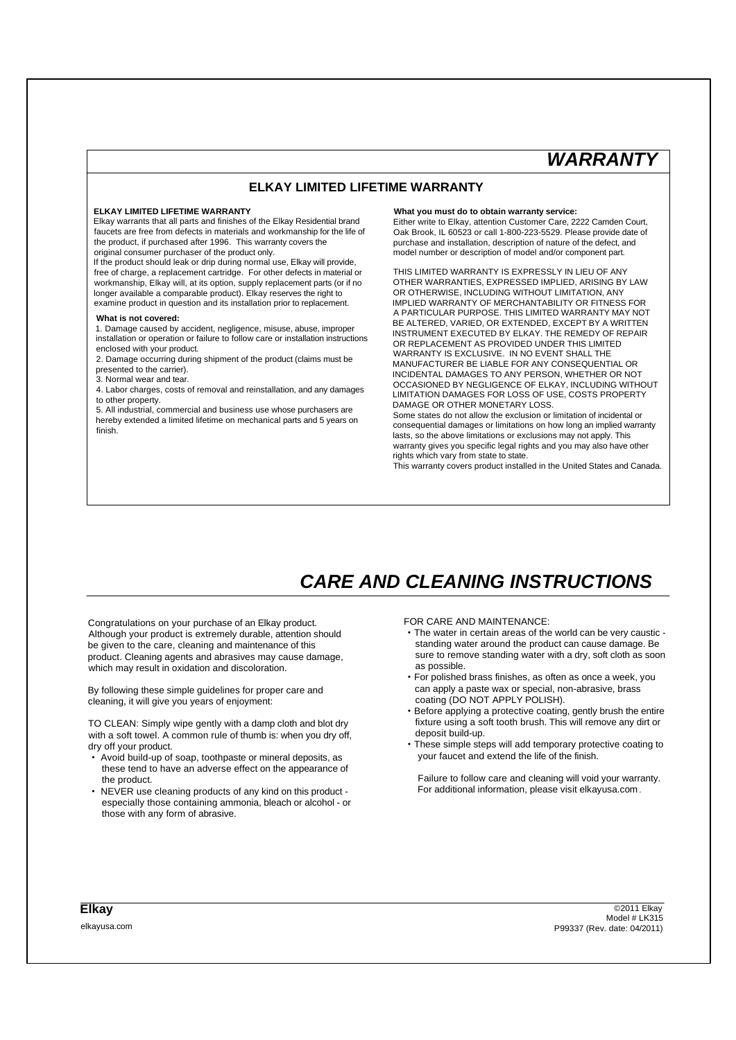# *WARRANTY*

## ELKAY LIMITED LIFETIME WARRANTY

**ELKAY LIMITED LIFETIME WARRANTY**

Elkay warrants that all parts and finishes of the Elkay Residential brand faucets are free from defects in materials and workmanship for the life of the product, if purchased after 1996. This warranty covers the original consumer purchaser of the product only.

If the product should leak or drip during normal use, Elkay will provide, free of charge, a replacement cartridge. For other defects in material or workmanship, Elkay will, at its option, supply replacement parts (or if no longer available a comparable product). Elkay reserves the right to examine product in question and its installation prior to replacement.

**What is not covered:**

1. Damage caused by accident, negligence, misuse, abuse, improper installation or operation or failure to follow care or installation instructions enclosed with your product.
2. Damage occurring during shipment of the product (claims must be presented to the carrier).
3. Normal wear and tear.
4. Labor charges, costs of removal and reinstallation, and any damages to other property.
5. All industrial, commercial and business use whose purchasers are hereby extended a limited lifetime on mechanical parts and 5 years on finish.

**What you must do to obtain warranty service:**

Either write to Elkay, attention Customer Care, 2222 Camden Court, Oak Brook, IL 60523 or call 1-800-223-5529. Please provide date of purchase and installation, description of nature of the defect, and model number or description of model and/or component part.

THIS LIMITED WARRANTY IS EXPRESSLY IN LIEU OF ANY OTHER WARRANTIES, EXPRESSED IMPLIED, ARISING BY LAW OR OTHERWISE, INCLUDING WITHOUT LIMITATION, ANY IMPLIED WARRANTY OF MERCHANTABILITY OR FITNESS FOR A PARTICULAR PURPOSE. THIS LIMITED WARRANTY MAY NOT BE ALTERED, VARIED, OR EXTENDED, EXCEPT BY A WRITTEN INSTRUMENT EXECUTED BY ELKAY. THE REMEDY OF REPAIR OR REPLACEMENT AS PROVIDED UNDER THIS LIMITED WARRANTY IS EXCLUSIVE. IN NO EVENT SHALL THE MANUFACTURER BE LIABLE FOR ANY CONSEQUENTIAL OR INCIDENTAL DAMAGES TO ANY PERSON, WHETHER OR NOT OCCASIONED BY NEGLIGENCE OF ELKAY, INCLUDING WITHOUT LIMITATION DAMAGES FOR LOSS OF USE, COSTS PROPERTY DAMAGE OR OTHER MONETARY LOSS.

Some states do not allow the exclusion or limitation of incidental or consequential damages or limitations on how long an implied warranty lasts, so the above limitations or exclusions may not apply. This warranty gives you specific legal rights and you may also have other rights which vary from state to state.

This warranty covers product installed in the United States and Canada.

# *CARE AND CLEANING INSTRUCTIONS*

Congratulations on your purchase of an Elkay product. Although your product is extremely durable, attention should be given to the care, cleaning and maintenance of this product. Cleaning agents and abrasives may cause damage, which may result in oxidation and discoloration.

By following these simple guidelines for proper care and cleaning, it will give you years of enjoyment:

TO CLEAN: Simply wipe gently with a damp cloth and blot dry with a soft towel. A common rule of thumb is: when you dry off, dry off your product.

- Avoid build-up of soap, toothpaste or mineral deposits, as these tend to have an adverse effect on the appearance of the product.
- NEVER use cleaning products of any kind on this product - especially those containing ammonia, bleach or alcohol - or those with any form of abrasive.

FOR CARE AND MAINTENANCE:

- The water in certain areas of the world can be very caustic - standing water around the product can cause damage. Be sure to remove standing water with a dry, soft cloth as soon as possible.
- For polished brass finishes, as often as once a week, you can apply a paste wax or special, non-abrasive, brass coating (DO NOT APPLY POLISH).
- Before applying a protective coating, gently brush the entire fixture using a soft tooth brush. This will remove any dirt or deposit build-up.
- These simple steps will add temporary protective coating to your faucet and extend the life of the finish.

Failure to follow care and cleaning will void your warranty. For additional information, please visit elkayusa.com.

**Elkay**

elkayusa.com

©2011 Elkay
Model # LK315
P99337 (Rev. date: 04/2011)